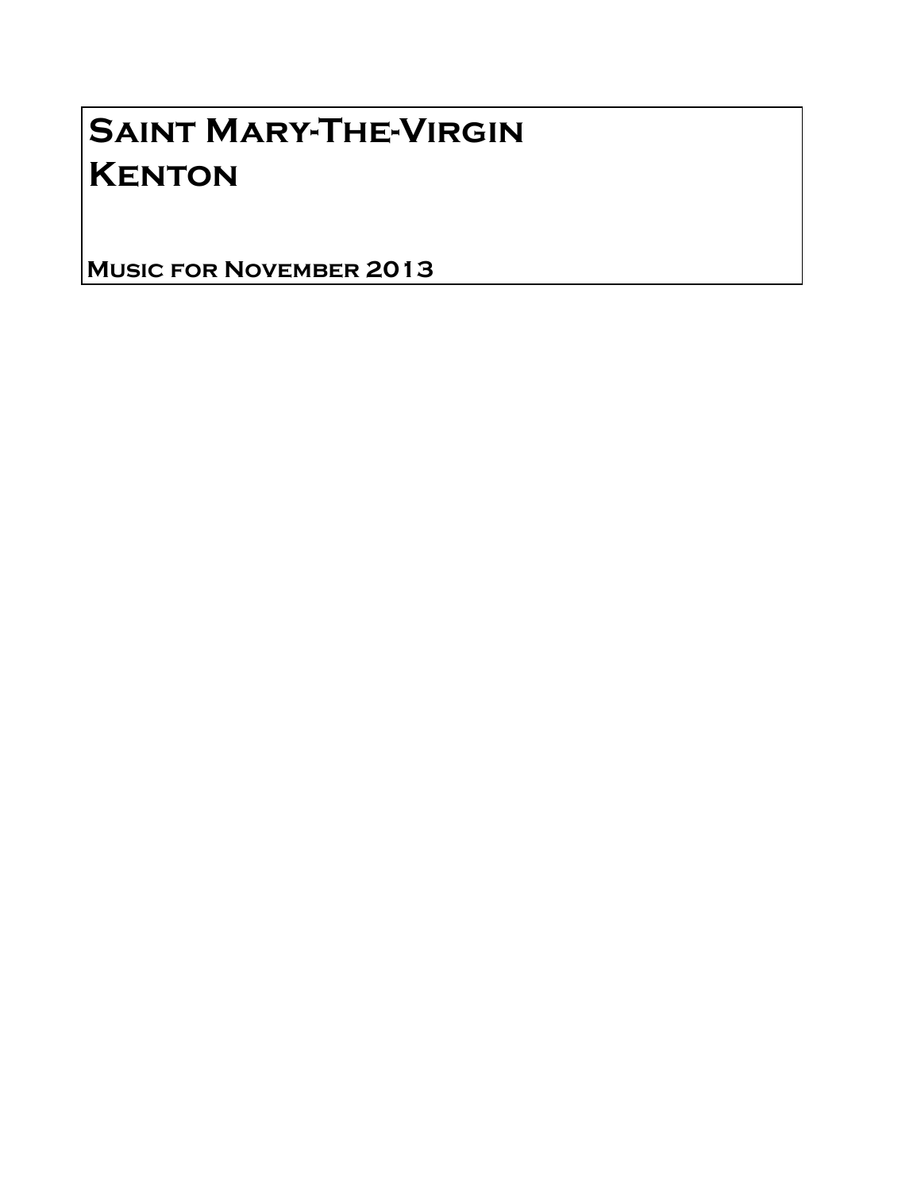# Saint Mary-The-Virgin
# Kenton

**Music for November 2013**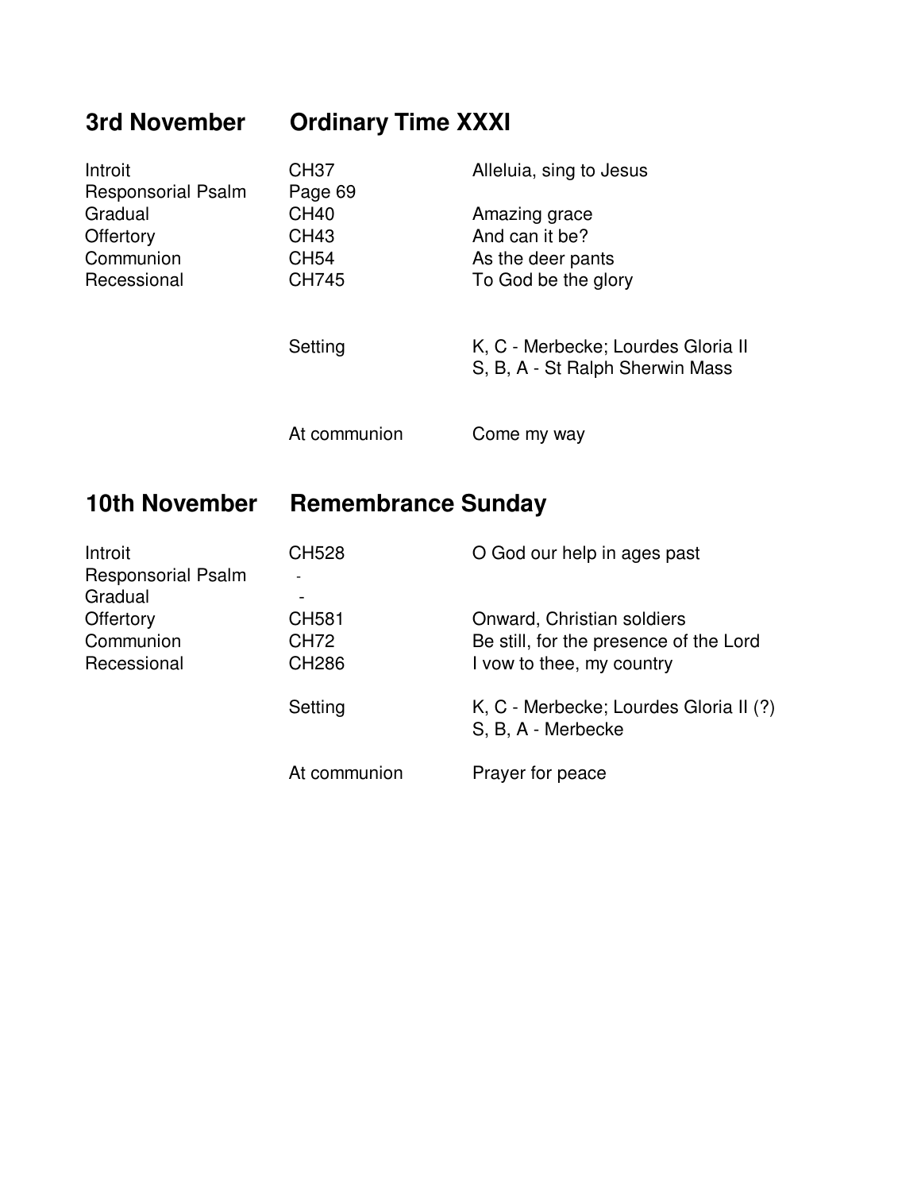## 3rd November — Ordinary Time XXXI

| | | |
|---|---|---|
| Introit | CH37 | Alleluia, sing to Jesus |
| Responsorial Psalm | Page 69 | |
| Gradual | CH40 | Amazing grace |
| Offertory | CH43 | And can it be? |
| Communion | CH54 | As the deer pants |
| Recessional | CH745 | To God be the glory |
| | Setting | K, C - Merbecke; Lourdes Gloria II<br>S, B, A - St Ralph Sherwin Mass |
| | At communion | Come my way |

## 10th November — Remembrance Sunday

| | | |
|---|---|---|
| Introit | CH528 | O God our help in ages past |
| Responsorial Psalm | - | |
| Gradual | - | |
| Offertory | CH581 | Onward, Christian soldiers |
| Communion | CH72 | Be still, for the presence of the Lord |
| Recessional | CH286 | I vow to thee, my country |
| | Setting | K, C - Merbecke; Lourdes Gloria II (?)<br>S, B, A - Merbecke |
| | At communion | Prayer for peace |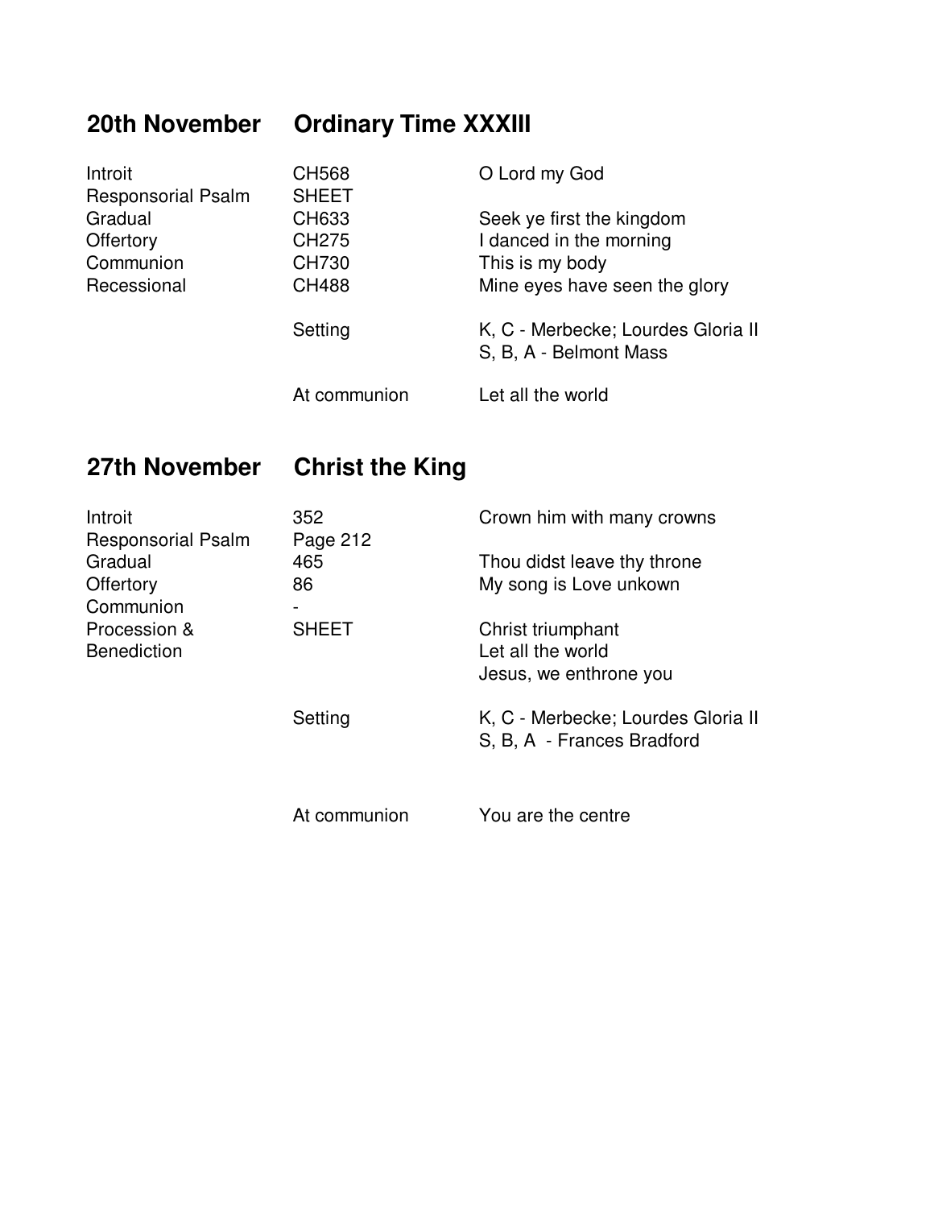## 20th November Ordinary Time XXXIII

| | | |
|---|---|---|
| Introit | CH568 | O Lord my God |
| Responsorial Psalm | SHEET | |
| Gradual | CH633 | Seek ye first the kingdom |
| Offertory | CH275 | I danced in the morning |
| Communion | CH730 | This is my body |
| Recessional | CH488 | Mine eyes have seen the glory |
| | Setting | K, C - Merbecke; Lourdes Gloria II<br>S, B, A - Belmont Mass |
| | At communion | Let all the world |

## 27th November Christ the King

| | | |
|---|---|---|
| Introit | 352 | Crown him with many crowns |
| Responsorial Psalm | Page 212 | |
| Gradual | 465 | Thou didst leave thy throne |
| Offertory | 86 | My song is Love unkown |
| Communion | - | |
| Procession & Benediction | SHEET | Christ triumphant<br>Let all the world<br>Jesus, we enthrone you |
| | Setting | K, C - Merbecke; Lourdes Gloria II<br>S, B, A - Frances Bradford |
| | At communion | You are the centre |